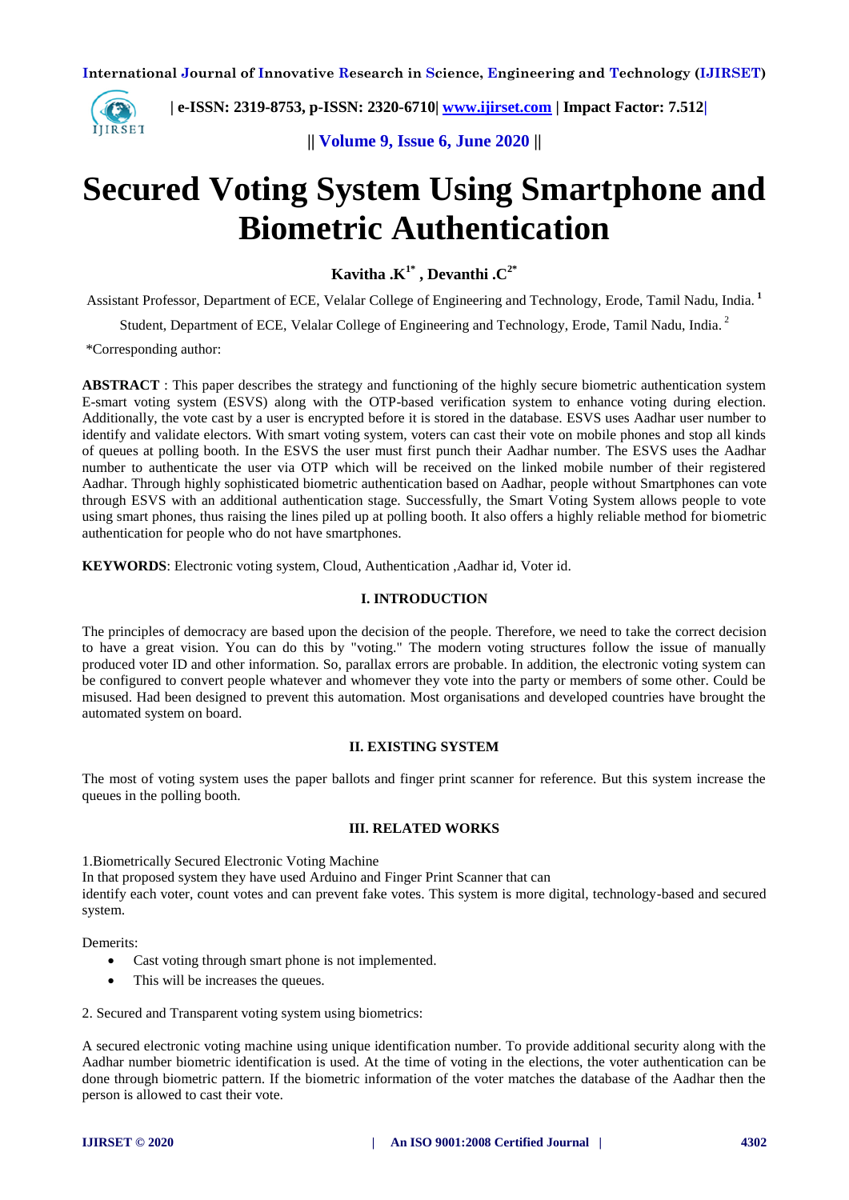# Secured Voting System Using Smartphone and Biometric Authentication

**Kavitha .K[1*] , Devanthi .C[2*]**

Assistant Professor, Department of ECE, Velalar College of Engineering and Technology, Erode, Tamil Nadu, India. [1]

Student, Department of ECE, Velalar College of Engineering and Technology, Erode, Tamil Nadu, India. [2]

*Corresponding author:

**ABSTRACT** : This paper describes the strategy and functioning of the highly secure biometric authentication system E-smart voting system (ESVS) along with the OTP-based verification system to enhance voting during election. Additionally, the vote cast by a user is encrypted before it is stored in the database. ESVS uses Aadhar user number to identify and validate electors. With smart voting system, voters can cast their vote on mobile phones and stop all kinds of queues at polling booth. In the ESVS the user must first punch their Aadhar number. The ESVS uses the Aadhar number to authenticate the user via OTP which will be received on the linked mobile number of their registered Aadhar. Through highly sophisticated biometric authentication based on Aadhar, people without Smartphones can vote through ESVS with an additional authentication stage. Successfully, the Smart Voting System allows people to vote using smart phones, thus raising the lines piled up at polling booth. It also offers a highly reliable method for biometric authentication for people who do not have smartphones.

**KEYWORDS**: Electronic voting system, Cloud, Authentication ,Aadhar id, Voter id.

## I. INTRODUCTION

The principles of democracy are based upon the decision of the people. Therefore, we need to take the correct decision to have a great vision. You can do this by "voting." The modern voting structures follow the issue of manually produced voter ID and other information. So, parallax errors are probable. In addition, the electronic voting system can be configured to convert people whatever and whomever they vote into the party or members of some other. Could be misused. Had been designed to prevent this automation. Most organisations and developed countries have brought the automated system on board.

## II. EXISTING SYSTEM

The most of voting system uses the paper ballots and finger print scanner for reference. But this system increase the queues in the polling booth.

## III. RELATED WORKS

1.Biometrically Secured Electronic Voting Machine
In that proposed system they have used Arduino and Finger Print Scanner that can
identify each voter, count votes and can prevent fake votes. This system is more digital, technology-based and secured system.

Demerits:

- Cast voting through smart phone is not implemented.
- This will be increases the queues.

2. Secured and Transparent voting system using biometrics:

A secured electronic voting machine using unique identification number. To provide additional security along with the Aadhar number biometric identification is used. At the time of voting in the elections, the voter authentication can be done through biometric pattern. If the biometric information of the voter matches the database of the Aadhar then the person is allowed to cast their vote.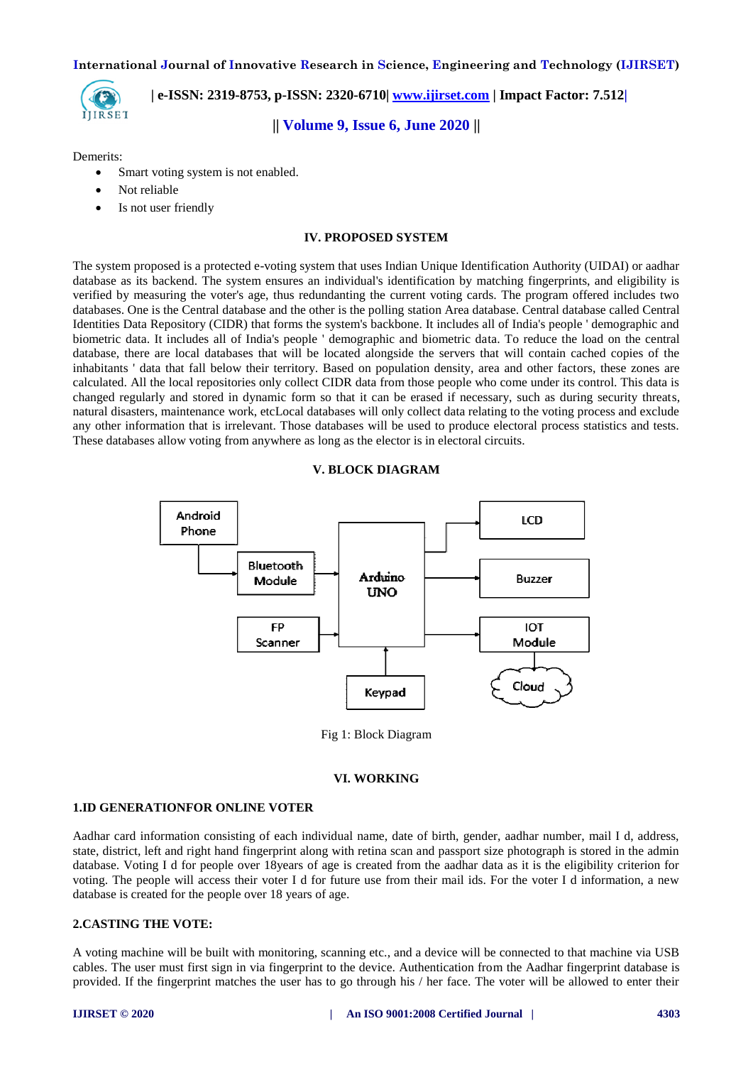Demerits:

- Smart voting system is not enabled.
- Not reliable
- Is not user friendly

## IV. PROPOSED SYSTEM

The system proposed is a protected e-voting system that uses Indian Unique Identification Authority (UIDAI) or aadhar database as its backend. The system ensures an individual's identification by matching fingerprints, and eligibility is verified by measuring the voter's age, thus redundanting the current voting cards. The program offered includes two databases. One is the Central database and the other is the polling station Area database. Central database called Central Identities Data Repository (CIDR) that forms the system's backbone. It includes all of India's people ' demographic and biometric data. It includes all of India's people ' demographic and biometric data. To reduce the load on the central database, there are local databases that will be located alongside the servers that will contain cached copies of the inhabitants ' data that fall below their territory. Based on population density, area and other factors, these zones are calculated. All the local repositories only collect CIDR data from those people who come under its control. This data is changed regularly and stored in dynamic form so that it can be erased if necessary, such as during security threats, natural disasters, maintenance work, etcLocal databases will only collect data relating to the voting process and exclude any other information that is irrelevant. Those databases will be used to produce electoral process statistics and tests. These databases allow voting from anywhere as long as the elector is in electoral circuits.

## V. BLOCK DIAGRAM

Fig 1: Block Diagram

## VI. WORKING

### 1.ID GENERATIONFOR ONLINE VOTER

Aadhar card information consisting of each individual name, date of birth, gender, aadhar number, mail I d, address, state, district, left and right hand fingerprint along with retina scan and passport size photograph is stored in the admin database. Voting I d for people over 18years of age is created from the aadhar data as it is the eligibility criterion for voting. The people will access their voter I d for future use from their mail ids. For the voter I d information, a new database is created for the people over 18 years of age.

### 2.CASTING THE VOTE:

A voting machine will be built with monitoring, scanning etc., and a device will be connected to that machine via USB cables. The user must first sign in via fingerprint to the device. Authentication from the Aadhar fingerprint database is provided. If the fingerprint matches the user has to go through his / her face. The voter will be allowed to enter their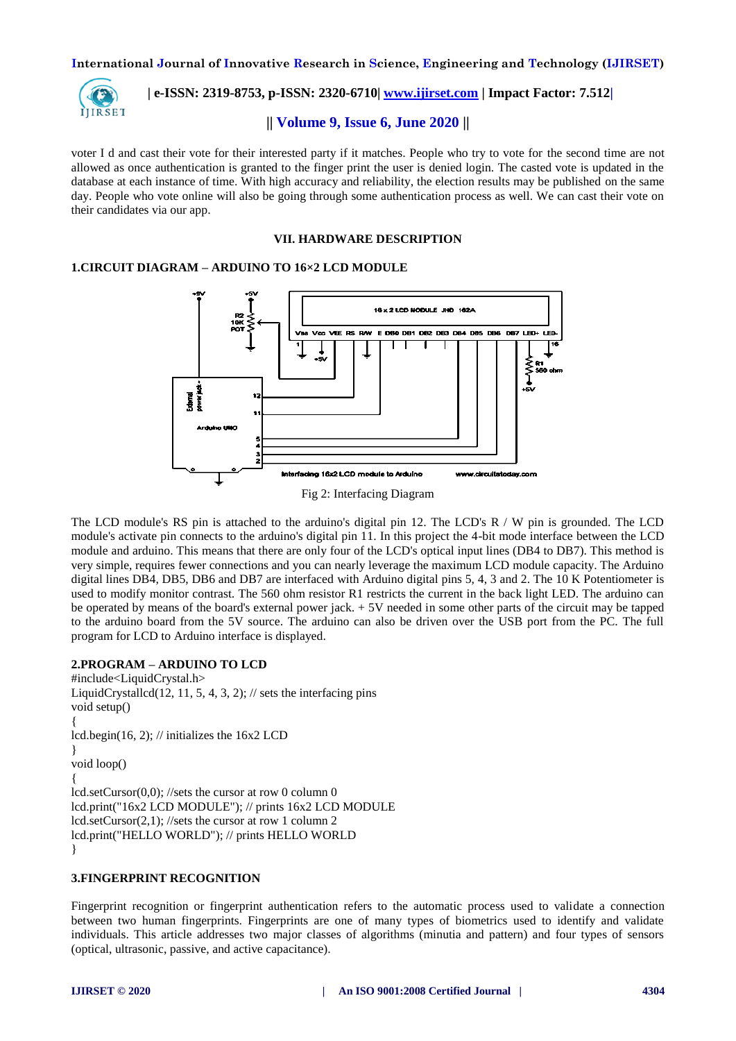voter I d and cast their vote for their interested party if it matches. People who try to vote for the second time are not allowed as once authentication is granted to the finger print the user is denied login. The casted vote is updated in the database at each instance of time. With high accuracy and reliability, the election results may be published on the same day. People who vote online will also be going through some authentication process as well. We can cast their vote on their candidates via our app.

## VII. HARDWARE DESCRIPTION

### 1.CIRCUIT DIAGRAM – ARDUINO TO 16×2 LCD MODULE

Fig 2: Interfacing Diagram

The LCD module's RS pin is attached to the arduino's digital pin 12. The LCD's R / W pin is grounded. The LCD module's activate pin connects to the arduino's digital pin 11. In this project the 4-bit mode interface between the LCD module and arduino. This means that there are only four of the LCD's optical input lines (DB4 to DB7). This method is very simple, requires fewer connections and you can nearly leverage the maximum LCD module capacity. The Arduino digital lines DB4, DB5, DB6 and DB7 are interfaced with Arduino digital pins 5, 4, 3 and 2. The 10 K Potentiometer is used to modify monitor contrast. The 560 ohm resistor R1 restricts the current in the back light LED. The arduino can be operated by means of the board's external power jack. + 5V needed in some other parts of the circuit may be tapped to the arduino board from the 5V source. The arduino can also be driven over the USB port from the PC. The full program for LCD to Arduino interface is displayed.

### 2.PROGRAM – ARDUINO TO LCD

```
#include<LiquidCrystal.h>
LiquidCrystallcd(12, 11, 5, 4, 3, 2); // sets the interfacing pins
void setup()
{
lcd.begin(16, 2); // initializes the 16x2 LCD
}
void loop()
{
lcd.setCursor(0,0); //sets the cursor at row 0 column 0
lcd.print("16x2 LCD MODULE"); // prints 16x2 LCD MODULE
lcd.setCursor(2,1); //sets the cursor at row 1 column 2
lcd.print("HELLO WORLD"); // prints HELLO WORLD
}
```

### 3.FINGERPRINT RECOGNITION

Fingerprint recognition or fingerprint authentication refers to the automatic process used to validate a connection between two human fingerprints. Fingerprints are one of many types of biometrics used to identify and validate individuals. This article addresses two major classes of algorithms (minutia and pattern) and four types of sensors (optical, ultrasonic, passive, and active capacitance).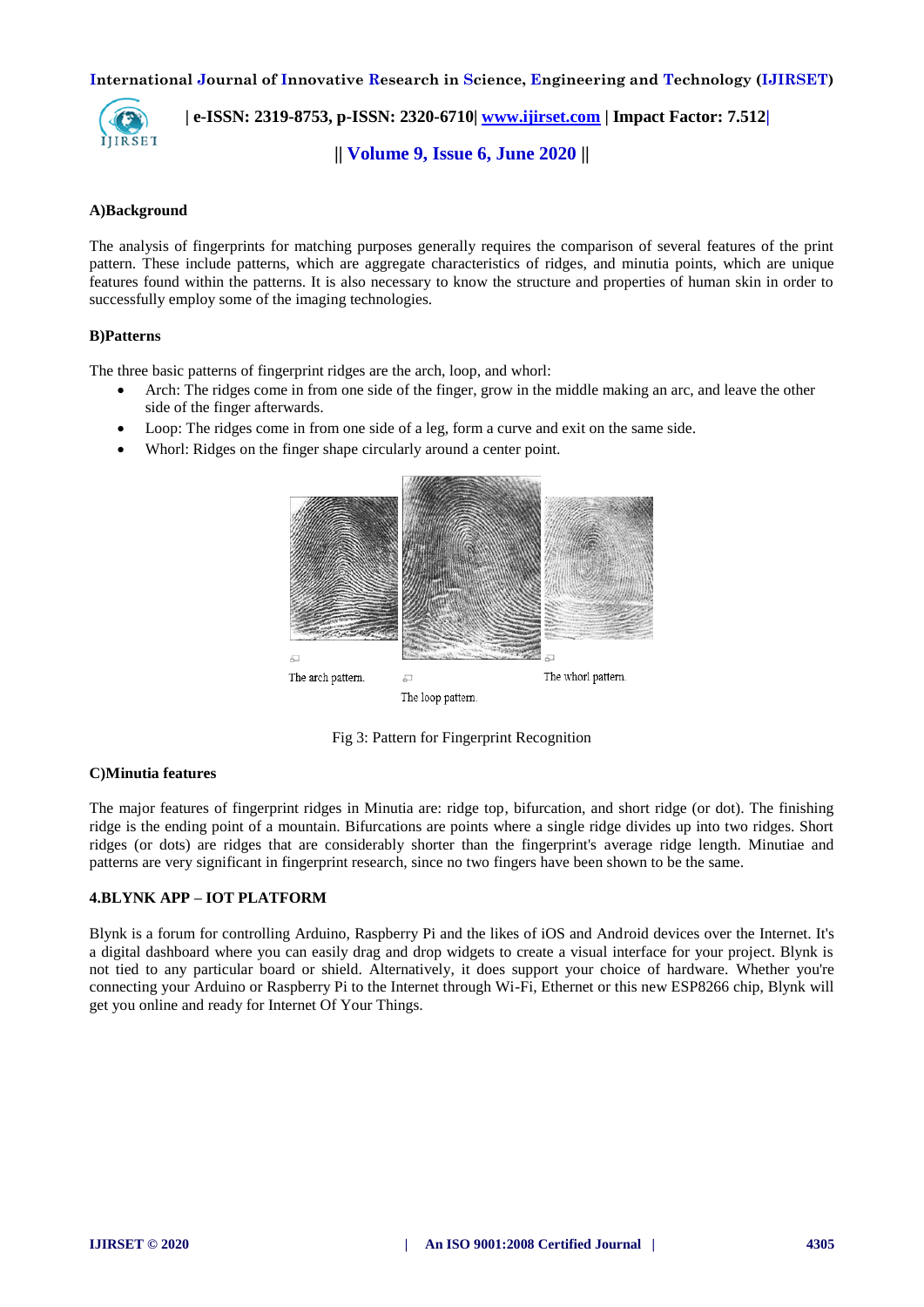**A)Background**

The analysis of fingerprints for matching purposes generally requires the comparison of several features of the print pattern. These include patterns, which are aggregate characteristics of ridges, and minutia points, which are unique features found within the patterns. It is also necessary to know the structure and properties of human skin in order to successfully employ some of the imaging technologies.

**B)Patterns**

The three basic patterns of fingerprint ridges are the arch, loop, and whorl:

- Arch: The ridges come in from one side of the finger, grow in the middle making an arc, and leave the other side of the finger afterwards.
- Loop: The ridges come in from one side of a leg, form a curve and exit on the same side.
- Whorl: Ridges on the finger shape circularly around a center point.

The arch pattern. The loop pattern. The whorl pattern.

Fig 3: Pattern for Fingerprint Recognition

**C)Minutia features**

The major features of fingerprint ridges in Minutia are: ridge top, bifurcation, and short ridge (or dot). The finishing ridge is the ending point of a mountain. Bifurcations are points where a single ridge divides up into two ridges. Short ridges (or dots) are ridges that are considerably shorter than the fingerprint's average ridge length. Minutiae and patterns are very significant in fingerprint research, since no two fingers have been shown to be the same.

**4.BLYNK APP – IOT PLATFORM**

Blynk is a forum for controlling Arduino, Raspberry Pi and the likes of iOS and Android devices over the Internet. It's a digital dashboard where you can easily drag and drop widgets to create a visual interface for your project. Blynk is not tied to any particular board or shield. Alternatively, it does support your choice of hardware. Whether you're connecting your Arduino or Raspberry Pi to the Internet through Wi-Fi, Ethernet or this new ESP8266 chip, Blynk will get you online and ready for Internet Of Your Things.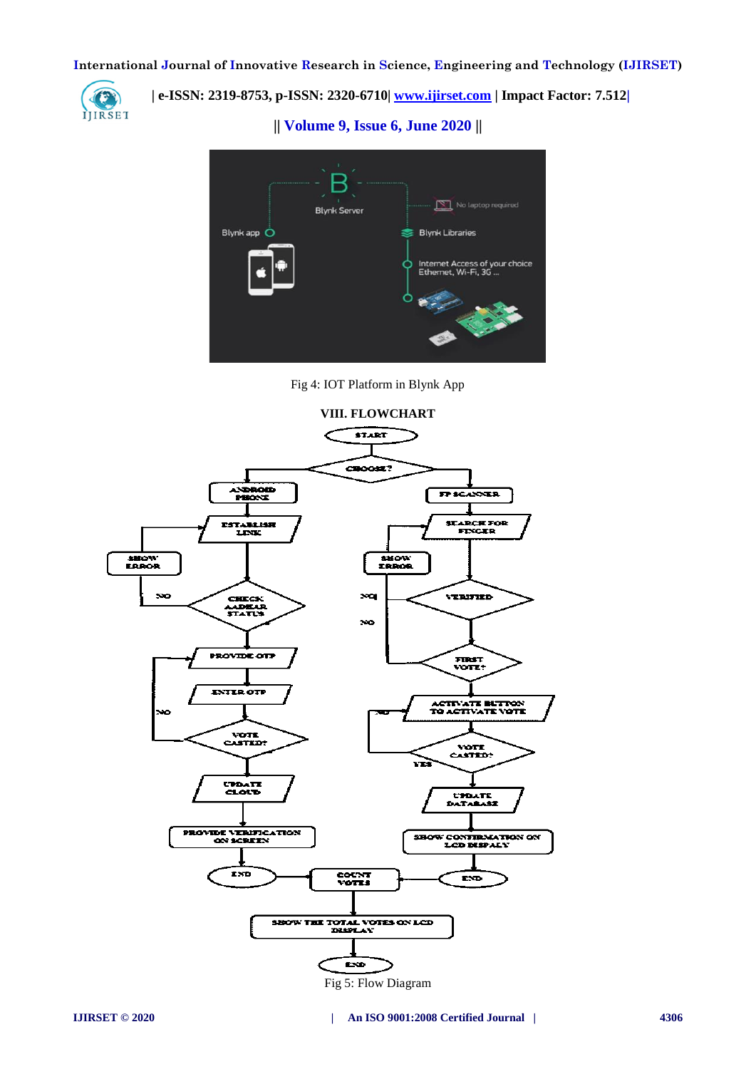Fig 4: IOT Platform in Blynk App

## VIII. FLOWCHART

Fig 5: Flow Diagram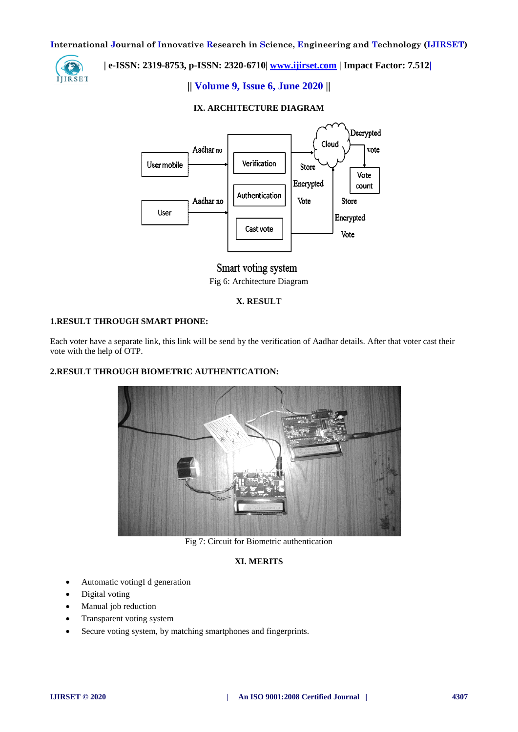## IX. ARCHITECTURE DIAGRAM

Smart voting system

Fig 6: Architecture Diagram

## X. RESULT

### 1.RESULT THROUGH SMART PHONE:

Each voter have a separate link, this link will be send by the verification of Aadhar details. After that voter cast their vote with the help of OTP.

### 2.RESULT THROUGH BIOMETRIC AUTHENTICATION:

Fig 7: Circuit for Biometric authentication

## XI. MERITS

- Automatic votingI d generation
- Digital voting
- Manual job reduction
- Transparent voting system
- Secure voting system, by matching smartphones and fingerprints.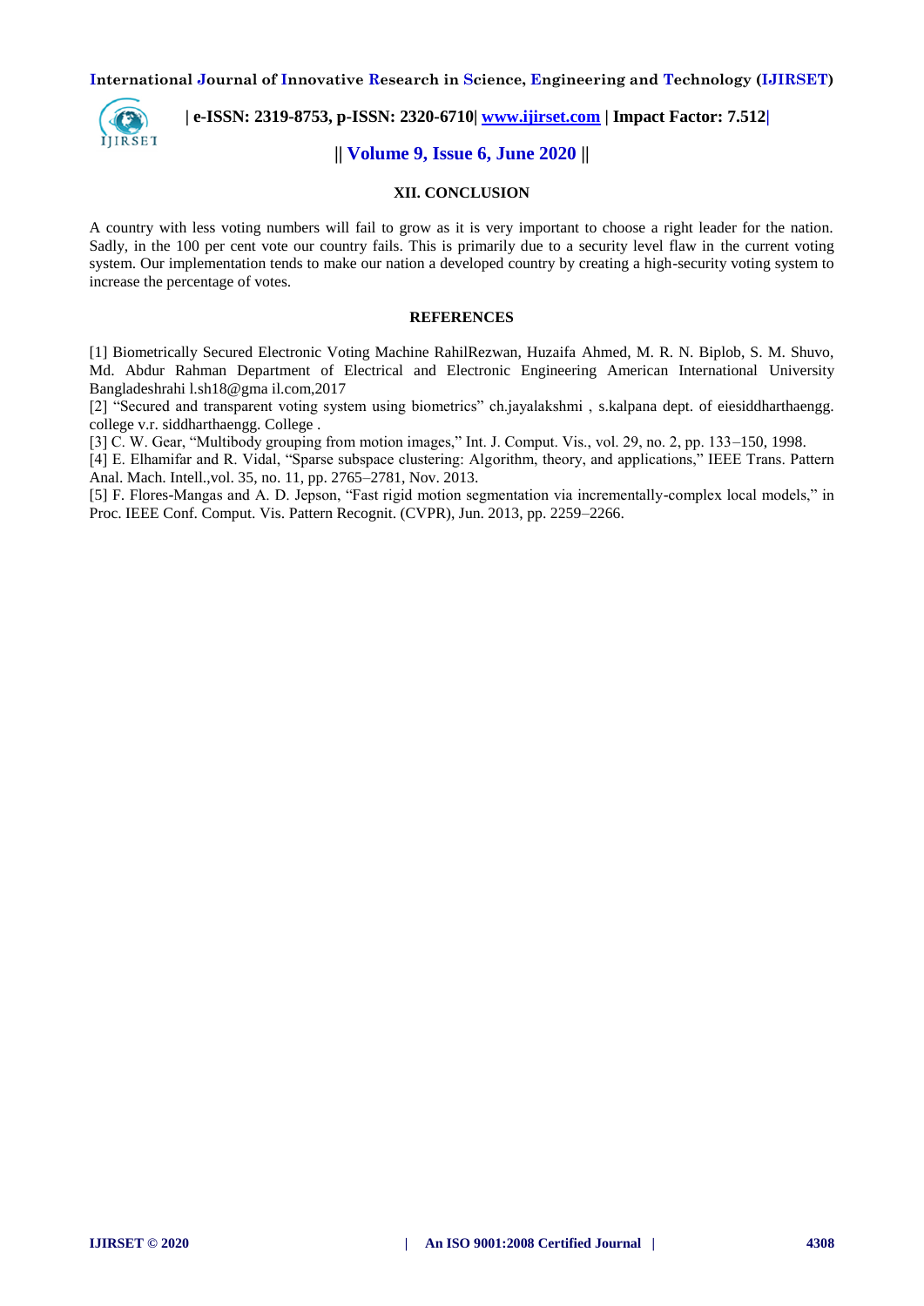## XII. CONCLUSION

A country with less voting numbers will fail to grow as it is very important to choose a right leader for the nation. Sadly, in the 100 per cent vote our country fails. This is primarily due to a security level flaw in the current voting system. Our implementation tends to make our nation a developed country by creating a high-security voting system to increase the percentage of votes.

## REFERENCES

[1] Biometrically Secured Electronic Voting Machine RahilRezwan, Huzaifa Ahmed, M. R. N. Biplob, S. M. Shuvo, Md. Abdur Rahman Department of Electrical and Electronic Engineering American International University Bangladeshrahi l.sh18@gma il.com,2017

[2] "Secured and transparent voting system using biometrics" ch.jayalakshmi , s.kalpana dept. of eiesiddharthaengg. college v.r. siddharthaengg. College .

[3] C. W. Gear, "Multibody grouping from motion images," Int. J. Comput. Vis., vol. 29, no. 2, pp. 133–150, 1998.

[4] E. Elhamifar and R. Vidal, "Sparse subspace clustering: Algorithm, theory, and applications," IEEE Trans. Pattern Anal. Mach. Intell.,vol. 35, no. 11, pp. 2765–2781, Nov. 2013.

[5] F. Flores-Mangas and A. D. Jepson, "Fast rigid motion segmentation via incrementally-complex local models," in Proc. IEEE Conf. Comput. Vis. Pattern Recognit. (CVPR), Jun. 2013, pp. 2259–2266.